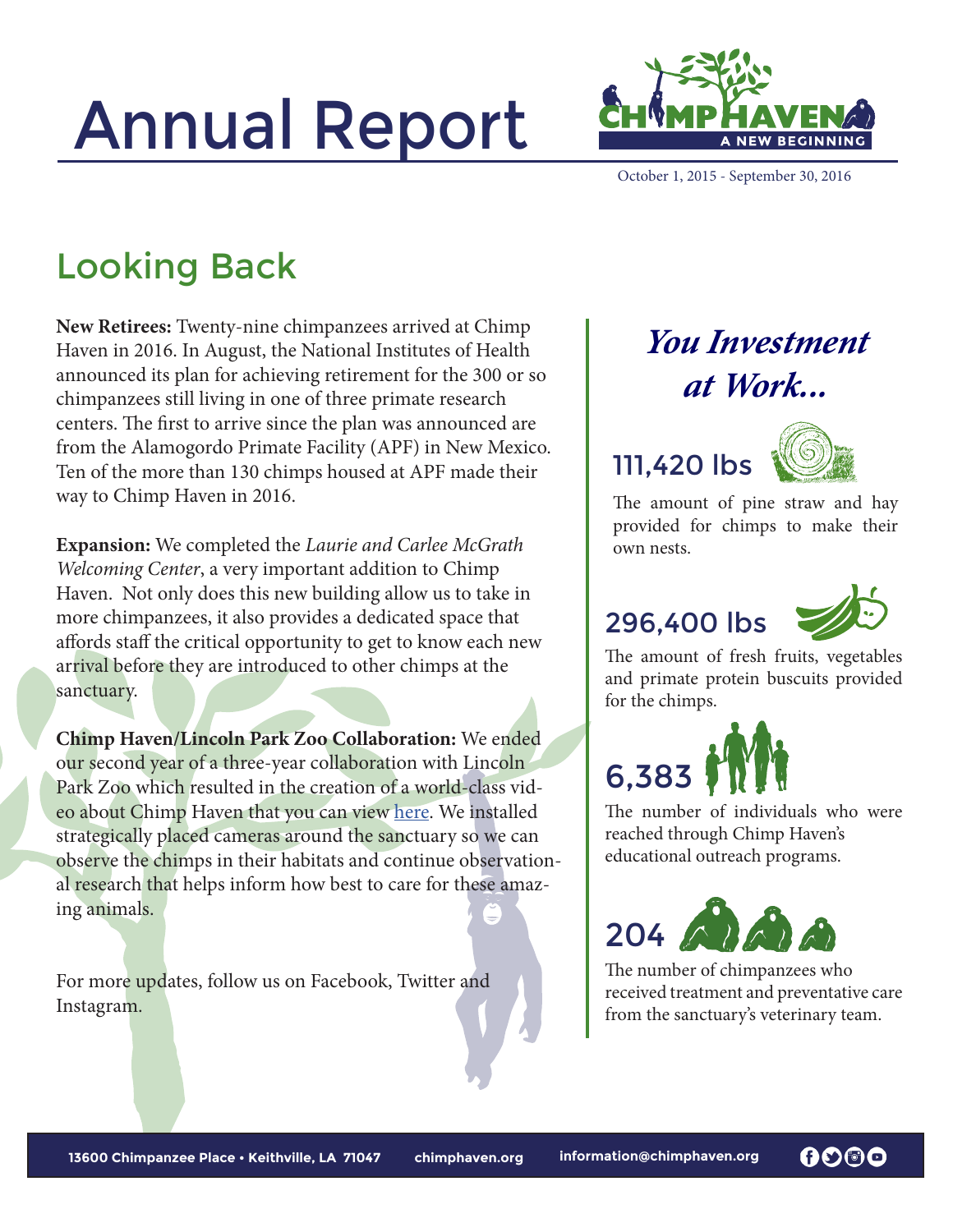# Annual Report

October 1, 2015 - September 30, 2016

## Looking Back

**New Retirees:** Twenty-nine chimpanzees arrived at Chimp Haven in 2016. In August, the National Institutes of Health announced its plan for achieving retirement for the 300 or so chimpanzees still living in one of three primate research centers. The first to arrive since the plan was announced are from the Alamogordo Primate Facility (APF) in New Mexico. Ten of the more than 130 chimps housed at APF made their way to Chimp Haven in 2016.

**Expansion:** We completed the *Laurie and Carlee McGrath Welcoming Center*, a very important addition to Chimp Haven. Not only does this new building allow us to take in more chimpanzees, it also provides a dedicated space that affords staff the critical opportunity to get to know each new arrival before they are introduced to other chimps at the sanctuary.

**Chimp Haven/Lincoln Park Zoo Collaboration:** We ended our second year of a three-year collaboration with Lincoln Park Zoo which resulted in the creation of a world-class video about Chimp Haven that you can view here. We installed strategically placed cameras around the sanctuary so we can observe the chimps in their habitats and continue observational research that helps inform how best to care for these amazing animals.

For more updates, follow us on Facebook, Twitter and Instagram.

## *You Investment at Work...*

**111,420 lbs**

The amount of pine straw and hay provided for chimps to make their own nests.

**296,400 lbs**

The amount of fresh fruits, vegetables and primate protein buscuits provided for the chimps.

**6,383**

The number of individuals who were reached through Chimp Haven's educational outreach programs.

**204**

The number of chimpanzees who received treatment and preventative care from the sanctuary's veterinary team.

13600 Chimpanzee Place • Keithville, LA 71047 chimphaven.org information@chimphaven.org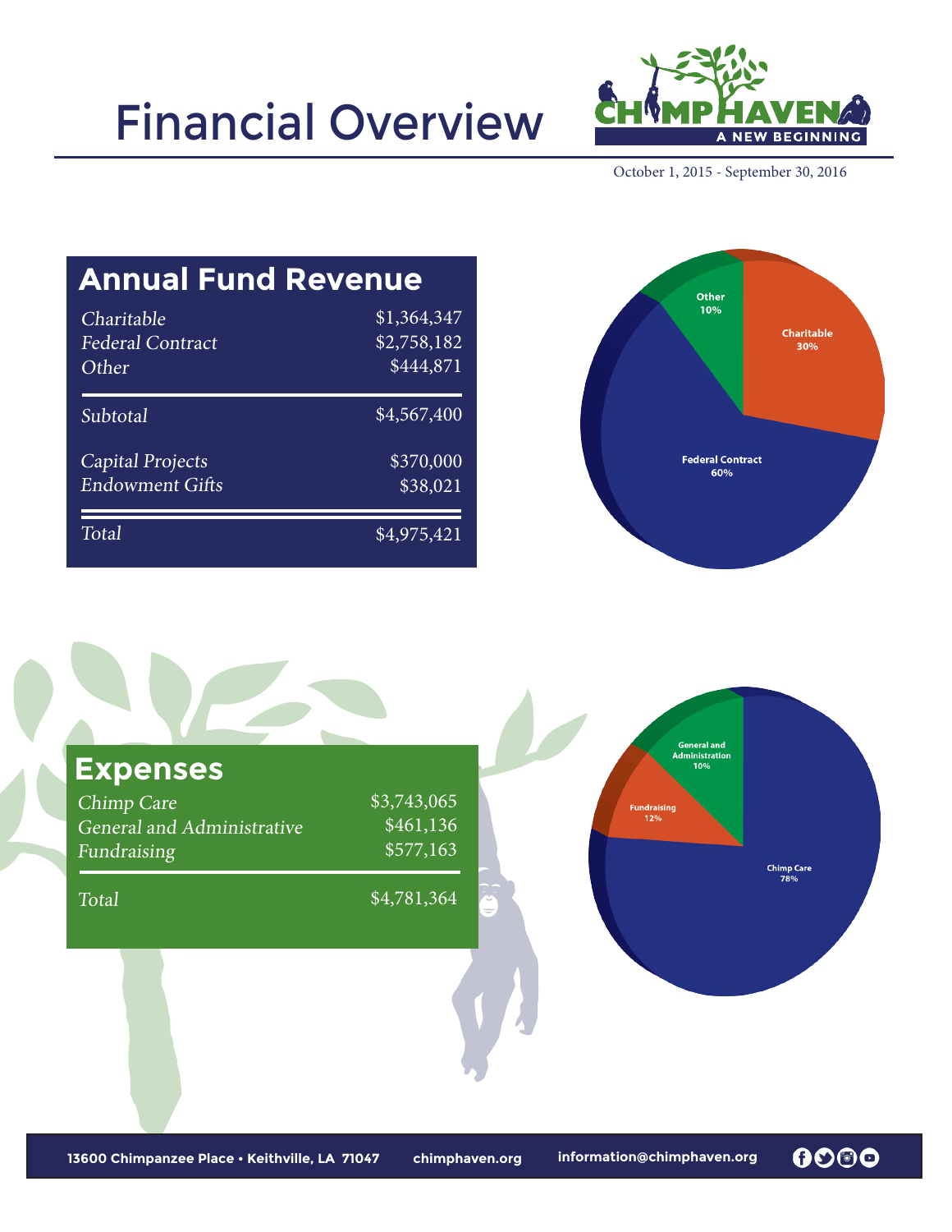# Financial Overview

October 1, 2015 - September 30, 2016

## Annual Fund Revenue

| | |
|---|---|
| *Charitable* | $1,364,347 |
| *Federal Contract* | $2,758,182 |
| *Other* | $444,871 |
| *Subtotal* | $4,567,400 |
| *Capital Projects* | $370,000 |
| *Endowment Gifts* | $38,021 |
| *Total* | $4,975,421 |

Other
10%

Charitable
30%

Federal Contract
60%

## Expenses

| | |
|---|---|
| *Chimp Care* | $3,743,065 |
| *General and Administrative* | $461,136 |
| *Fundraising* | $577,163 |
| *Total* | $4,781,364 |

General and Administration
10%

Fundraising
12%

Chimp Care
78%

**13600 Chimpanzee Place • Keithville, LA 71047** **chimphaven.org** **information@chimphaven.org**